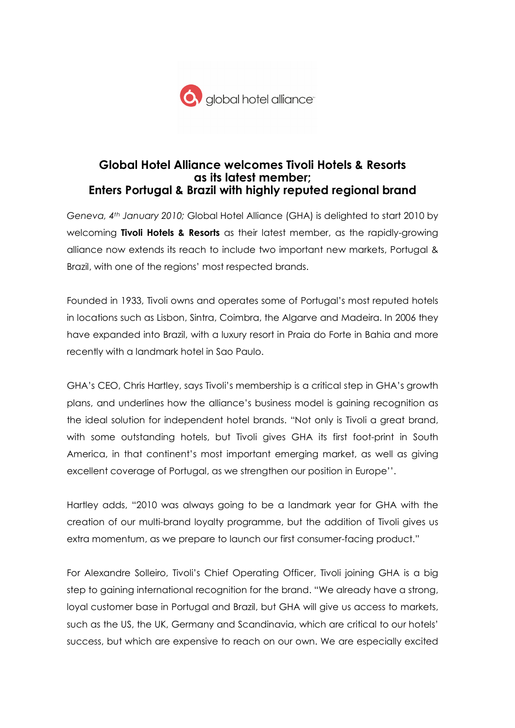global hotel alliance

# Global Hotel Alliance welcomes Tivoli Hotels & Resorts as its latest member; Enters Portugal & Brazil with highly reputed regional brand

*Geneva, 4th January 2010;* Global Hotel Alliance (GHA) is delighted to start 2010 by welcoming **Tivoli Hotels & Resorts** as their latest member, as the rapidly-growing alliance now extends its reach to include two important new markets, Portugal & Brazil, with one of the regions' most respected brands.

Founded in 1933, Tivoli owns and operates some of Portugal's most reputed hotels in locations such as Lisbon, Sintra, Coimbra, the Algarve and Madeira. In 2006 they have expanded into Brazil, with a luxury resort in Praia do Forte in Bahia and more recently with a landmark hotel in Sao Paulo.

GHA's CEO, Chris Hartley, says Tivoli's membership is a critical step in GHA's growth plans, and underlines how the alliance's business model is gaining recognition as the ideal solution for independent hotel brands. "Not only is Tivoli a great brand, with some outstanding hotels, but Tivoli gives GHA its first foot-print in South America, in that continent's most important emerging market, as well as giving excellent coverage of Portugal, as we strengthen our position in Europe''.

Hartley adds, "2010 was always going to be a landmark year for GHA with the creation of our multi-brand loyalty programme, but the addition of Tivoli gives us extra momentum, as we prepare to launch our first consumer-facing product."

For Alexandre Solleiro, Tivoli's Chief Operating Officer, Tivoli joining GHA is a big step to gaining international recognition for the brand. "We already have a strong, loyal customer base in Portugal and Brazil, but GHA will give us access to markets, such as the US, the UK, Germany and Scandinavia, which are critical to our hotels' success, but which are expensive to reach on our own. We are especially excited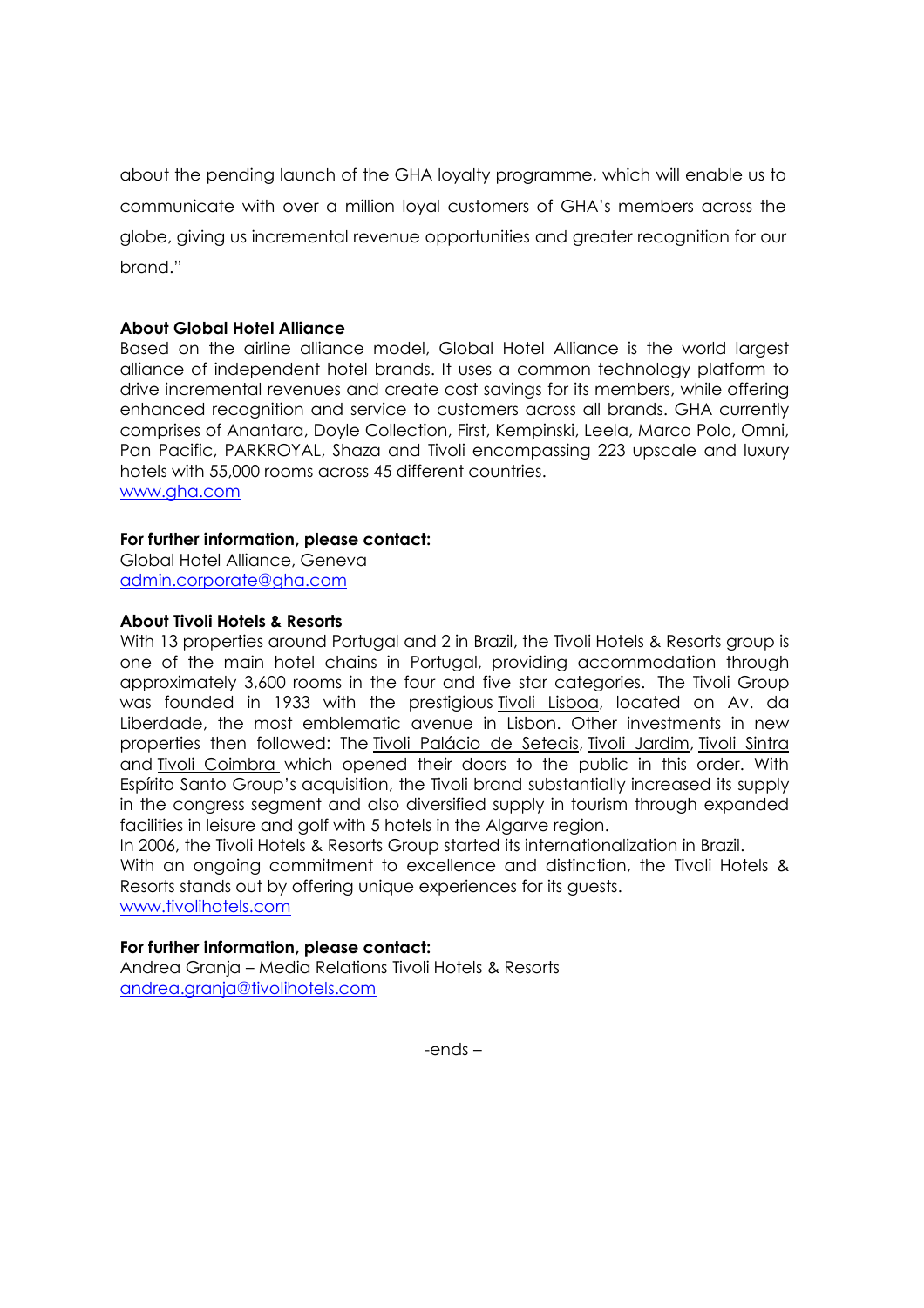about the pending launch of the GHA loyalty programme, which will enable us to communicate with over a million loyal customers of GHA's members across the globe, giving us incremental revenue opportunities and greater recognition for our brand."

**About Global Hotel Alliance**

Based on the airline alliance model, Global Hotel Alliance is the world largest alliance of independent hotel brands. It uses a common technology platform to drive incremental revenues and create cost savings for its members, while offering enhanced recognition and service to customers across all brands. GHA currently comprises of Anantara, Doyle Collection, First, Kempinski, Leela, Marco Polo, Omni, Pan Pacific, PARKROYAL, Shaza and Tivoli encompassing 223 upscale and luxury hotels with 55,000 rooms across 45 different countries.
[www.gha.com](http://www.gha.com)

**For further information, please contact:**
Global Hotel Alliance, Geneva
[admin.corporate@gha.com](mailto:admin.corporate@gha.com)

**About Tivoli Hotels & Resorts**

With 13 properties around Portugal and 2 in Brazil, the Tivoli Hotels & Resorts group is one of the main hotel chains in Portugal, providing accommodation through approximately 3,600 rooms in the four and five star categories. The Tivoli Group was founded in 1933 with the prestigious Tivoli Lisboa, located on Av. da Liberdade, the most emblematic avenue in Lisbon. Other investments in new properties then followed: The Tivoli Palácio de Seteais, Tivoli Jardim, Tivoli Sintra and Tivoli Coimbra which opened their doors to the public in this order. With Espírito Santo Group's acquisition, the Tivoli brand substantially increased its supply in the congress segment and also diversified supply in tourism through expanded facilities in leisure and golf with 5 hotels in the Algarve region.
In 2006, the Tivoli Hotels & Resorts Group started its internationalization in Brazil.
With an ongoing commitment to excellence and distinction, the Tivoli Hotels & Resorts stands out by offering unique experiences for its guests.
[www.tivolihotels.com](http://www.tivolihotels.com)

**For further information, please contact:**
Andrea Granja – Media Relations Tivoli Hotels & Resorts
[andrea.granja@tivolihotels.com](mailto:andrea.granja@tivolihotels.com)

-ends –